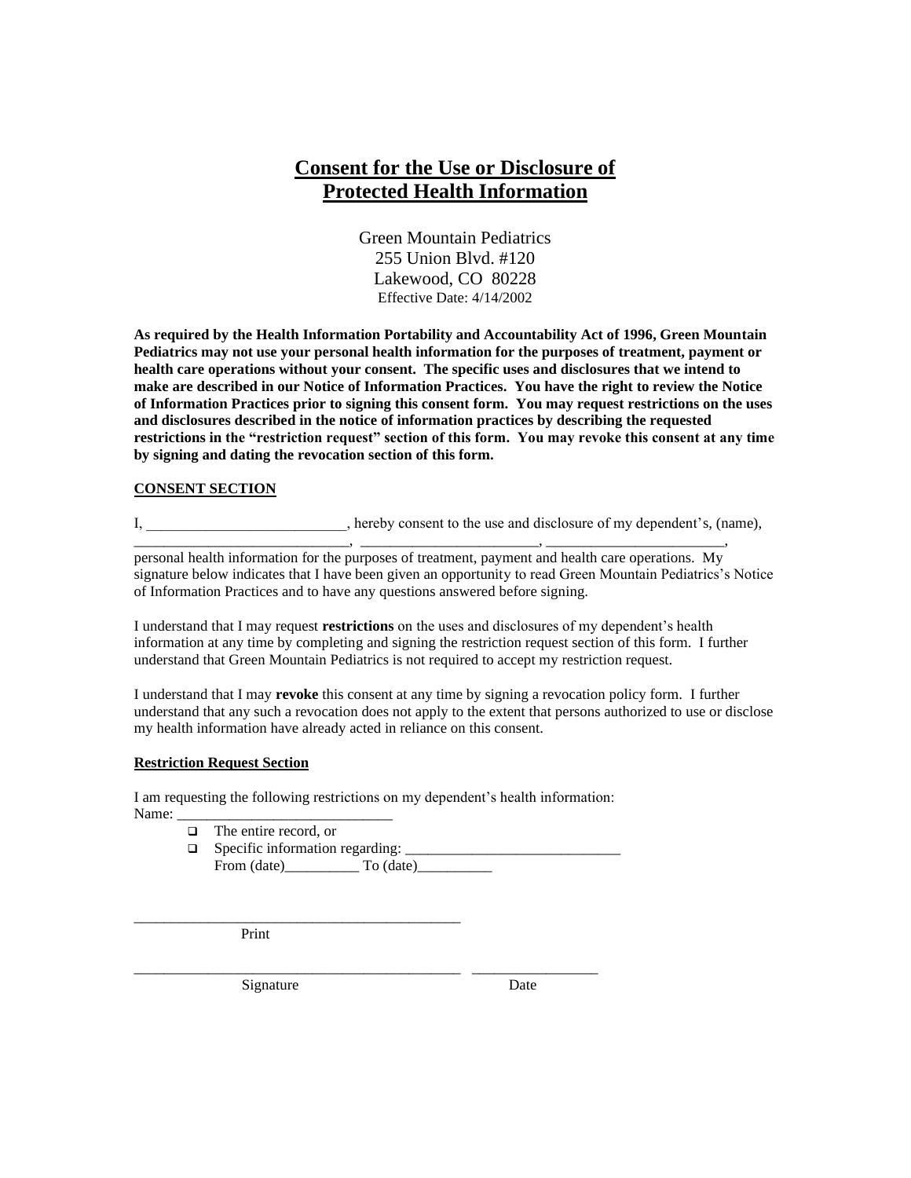# Consent for the Use or Disclosure of Protected Health Information

Green Mountain Pediatrics
255 Union Blvd. #120
Lakewood, CO 80228
Effective Date: 4/14/2002

**As required by the Health Information Portability and Accountability Act of 1996, Green Mountain Pediatrics may not use your personal health information for the purposes of treatment, payment or health care operations without your consent. The specific uses and disclosures that we intend to make are described in our Notice of Information Practices. You have the right to review the Notice of Information Practices prior to signing this consent form. You may request restrictions on the uses and disclosures described in the notice of information practices by describing the requested restrictions in the "restriction request" section of this form. You may revoke this consent at any time by signing and dating the revocation section of this form.**

## CONSENT SECTION

I, ___________________________, hereby consent to the use and disclosure of my dependent's, (name), _____________________________, ________________________, ________________________, personal health information for the purposes of treatment, payment and health care operations. My signature below indicates that I have been given an opportunity to read Green Mountain Pediatrics's Notice of Information Practices and to have any questions answered before signing.

I understand that I may request **restrictions** on the uses and disclosures of my dependent's health information at any time by completing and signing the restriction request section of this form. I further understand that Green Mountain Pediatrics is not required to accept my restriction request.

I understand that I may **revoke** this consent at any time by signing a revocation policy form. I further understand that any such a revocation does not apply to the extent that persons authorized to use or disclose my health information have already acted in reliance on this consent.

### Restriction Request Section

I am requesting the following restrictions on my dependent's health information:
Name: _____________________________

- ☐ The entire record, or
- ☐ Specific information regarding: _____________________________
  From (date)__________ To (date)__________

_______________________________________________
Print

_______________________________________________ _________________
Signature Date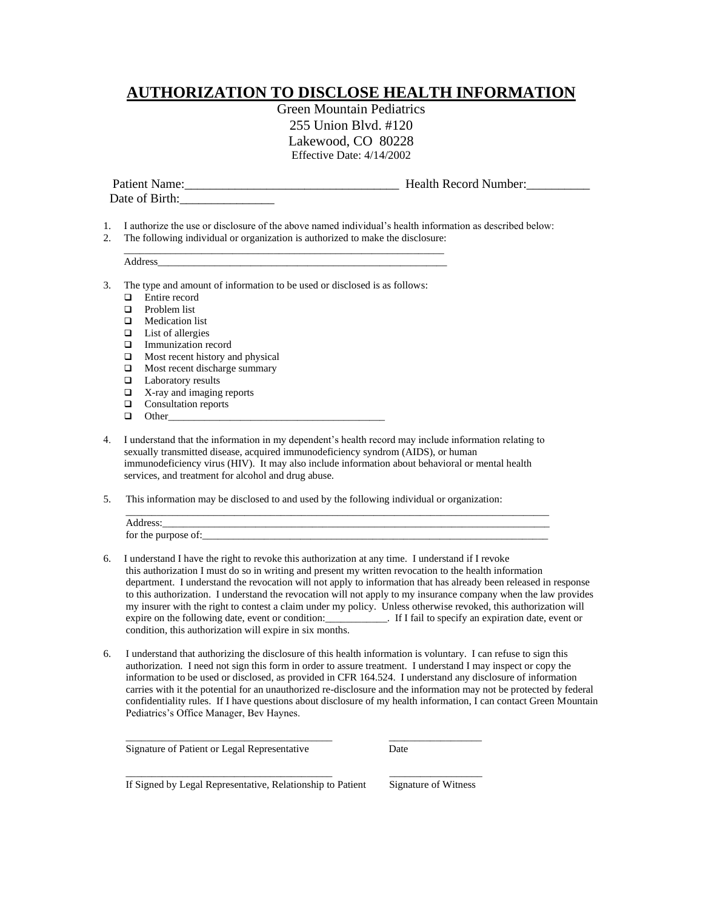# AUTHORIZATION TO DISCLOSE HEALTH INFORMATION

Green Mountain Pediatrics
255 Union Blvd. #120
Lakewood, CO 80228
Effective Date: 4/14/2002

Patient Name:_________________________________ Health Record Number:__________
Date of Birth:_______________

1. I authorize the use or disclosure of the above named individual's health information as described below:
2. The following individual or organization is authorized to make the disclosure:
   _______________________________________________________________
   Address_________________________________________________________

3. The type and amount of information to be used or disclosed is as follows:
   - ☐ Entire record
   - ☐ Problem list
   - ☐ Medication list
   - ☐ List of allergies
   - ☐ Immunization record
   - ☐ Most recent history and physical
   - ☐ Most recent discharge summary
   - ☐ Laboratory results
   - ☐ X-ray and imaging reports
   - ☐ Consultation reports
   - ☐ Other_________________________________________

4. I understand that the information in my dependent's health record may include information relating to sexually transmitted disease, acquired immunodeficiency syndrom (AIDS), or human immunodeficiency virus (HIV). It may also include information about behavioral or mental health services, and treatment for alcohol and drug abuse.

5. This information may be disclosed to and used by the following individual or organization:
   ________________________________________________________________________________
   Address:________________________________________________________________________
   for the purpose of:_____________________________________________________________

6. I understand I have the right to revoke this authorization at any time. I understand if I revoke this authorization I must do so in writing and present my written revocation to the health information department. I understand the revocation will not apply to information that has already been released in response to this authorization. I understand the revocation will not apply to my insurance company when the law provides my insurer with the right to contest a claim under my policy. Unless otherwise revoked, this authorization will expire on the following date, event or condition:___________. If I fail to specify an expiration date, event or condition, this authorization will expire in six months.

6. I understand that authorizing the disclosure of this health information is voluntary. I can refuse to sign this authorization. I need not sign this form in order to assure treatment. I understand I may inspect or copy the information to be used or disclosed, as provided in CFR 164.524. I understand any disclosure of information carries with it the potential for an unauthorized re-disclosure and the information may not be protected by federal confidentiality rules. If I have questions about disclosure of my health information, I can contact Green Mountain Pediatrics's Office Manager, Bev Haynes.

________________________________________ _________________
Signature of Patient or Legal Representative Date

________________________________________ _________________
If Signed by Legal Representative, Relationship to Patient Signature of Witness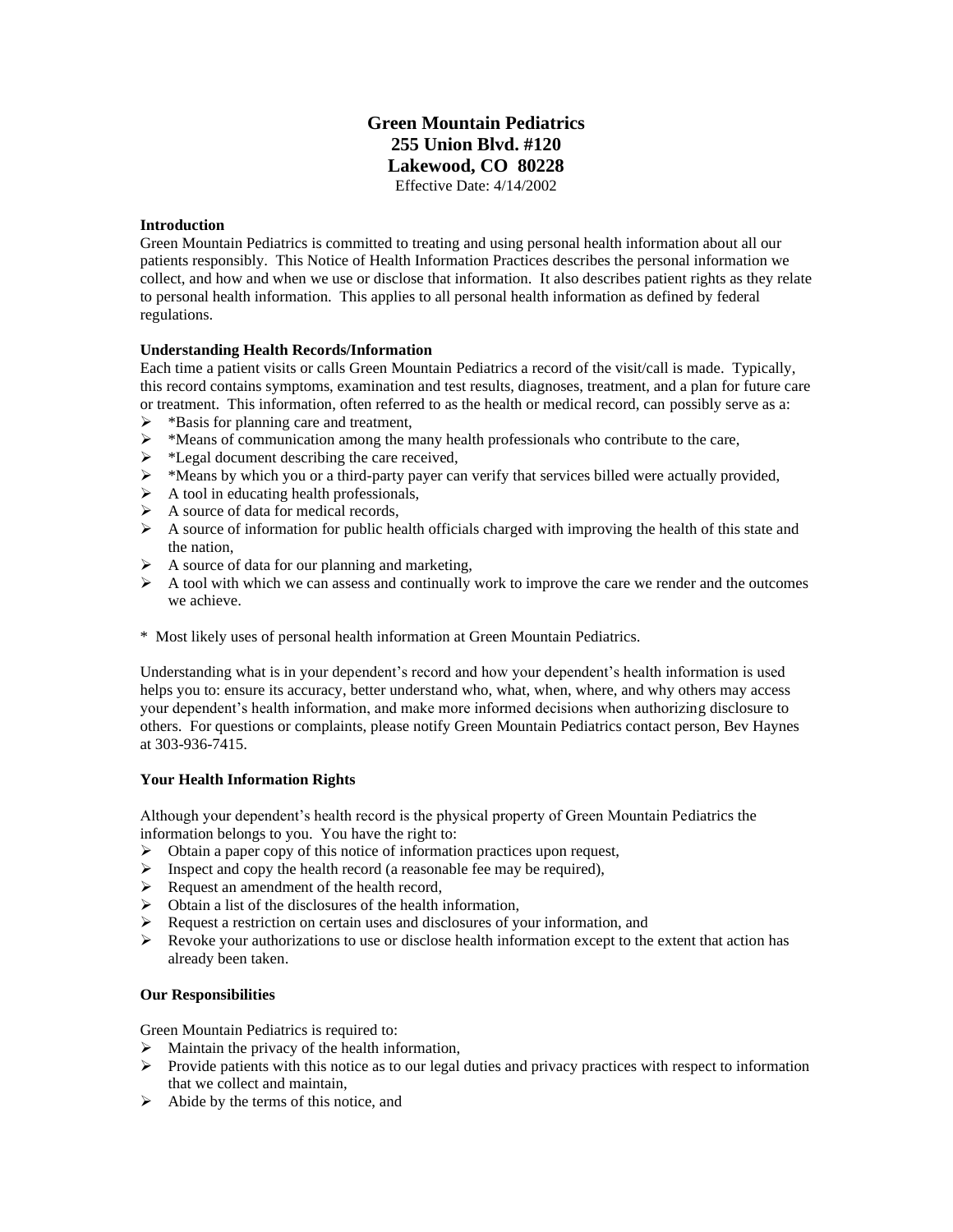**Green Mountain Pediatrics**
**255 Union Blvd. #120**
**Lakewood, CO 80228**
Effective Date: 4/14/2002

### Introduction

Green Mountain Pediatrics is committed to treating and using personal health information about all our patients responsibly. This Notice of Health Information Practices describes the personal information we collect, and how and when we use or disclose that information. It also describes patient rights as they relate to personal health information. This applies to all personal health information as defined by federal regulations.

### Understanding Health Records/Information

Each time a patient visits or calls Green Mountain Pediatrics a record of the visit/call is made. Typically, this record contains symptoms, examination and test results, diagnoses, treatment, and a plan for future care or treatment. This information, often referred to as the health or medical record, can possibly serve as a:

- *Basis for planning care and treatment,
- *Means of communication among the many health professionals who contribute to the care,
- *Legal document describing the care received,
- *Means by which you or a third-party payer can verify that services billed were actually provided,
- A tool in educating health professionals,
- A source of data for medical records,
- A source of information for public health officials charged with improving the health of this state and the nation,
- A source of data for our planning and marketing,
- A tool with which we can assess and continually work to improve the care we render and the outcomes we achieve.

* Most likely uses of personal health information at Green Mountain Pediatrics.

Understanding what is in your dependent's record and how your dependent's health information is used helps you to: ensure its accuracy, better understand who, what, when, where, and why others may access your dependent's health information, and make more informed decisions when authorizing disclosure to others. For questions or complaints, please notify Green Mountain Pediatrics contact person, Bev Haynes at 303-936-7415.

### Your Health Information Rights

Although your dependent's health record is the physical property of Green Mountain Pediatrics the information belongs to you. You have the right to:

- Obtain a paper copy of this notice of information practices upon request,
- Inspect and copy the health record (a reasonable fee may be required),
- Request an amendment of the health record,
- Obtain a list of the disclosures of the health information,
- Request a restriction on certain uses and disclosures of your information, and
- Revoke your authorizations to use or disclose health information except to the extent that action has already been taken.

### Our Responsibilities

Green Mountain Pediatrics is required to:

- Maintain the privacy of the health information,
- Provide patients with this notice as to our legal duties and privacy practices with respect to information that we collect and maintain,
- Abide by the terms of this notice, and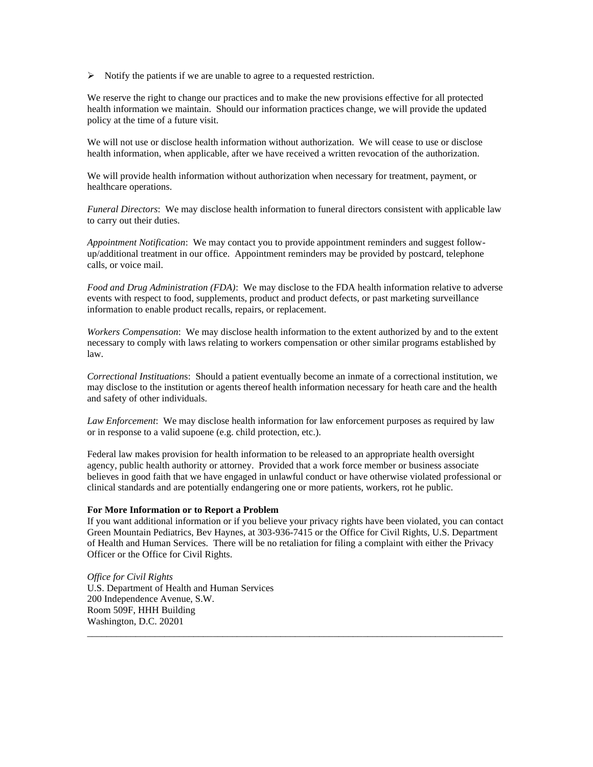- Notify the patients if we are unable to agree to a requested restriction.

We reserve the right to change our practices and to make the new provisions effective for all protected health information we maintain. Should our information practices change, we will provide the updated policy at the time of a future visit.

We will not use or disclose health information without authorization. We will cease to use or disclose health information, when applicable, after we have received a written revocation of the authorization.

We will provide health information without authorization when necessary for treatment, payment, or healthcare operations.

*Funeral Directors*: We may disclose health information to funeral directors consistent with applicable law to carry out their duties.

*Appointment Notification*: We may contact you to provide appointment reminders and suggest follow-up/additional treatment in our office. Appointment reminders may be provided by postcard, telephone calls, or voice mail.

*Food and Drug Administration (FDA)*: We may disclose to the FDA health information relative to adverse events with respect to food, supplements, product and product defects, or past marketing surveillance information to enable product recalls, repairs, or replacement.

*Workers Compensation*: We may disclose health information to the extent authorized by and to the extent necessary to comply with laws relating to workers compensation or other similar programs established by law.

*Correctional Instituations*: Should a patient eventually become an inmate of a correctional institution, we may disclose to the institution or agents thereof health information necessary for heath care and the health and safety of other individuals.

*Law Enforcement*: We may disclose health information for law enforcement purposes as required by law or in response to a valid supoene (e.g. child protection, etc.).

Federal law makes provision for health information to be released to an appropriate health oversight agency, public health authority or attorney. Provided that a work force member or business associate believes in good faith that we have engaged in unlawful conduct or have otherwise violated professional or clinical standards and are potentially endangering one or more patients, workers, rot he public.

**For More Information or to Report a Problem**

If you want additional information or if you believe your privacy rights have been violated, you can contact Green Mountain Pediatrics, Bev Haynes, at 303-936-7415 or the Office for Civil Rights, U.S. Department of Health and Human Services. There will be no retaliation for filing a complaint with either the Privacy Officer or the Office for Civil Rights.

*Office for Civil Rights*
U.S. Department of Health and Human Services
200 Independence Avenue, S.W.
Room 509F, HHH Building
Washington, D.C. 20201

---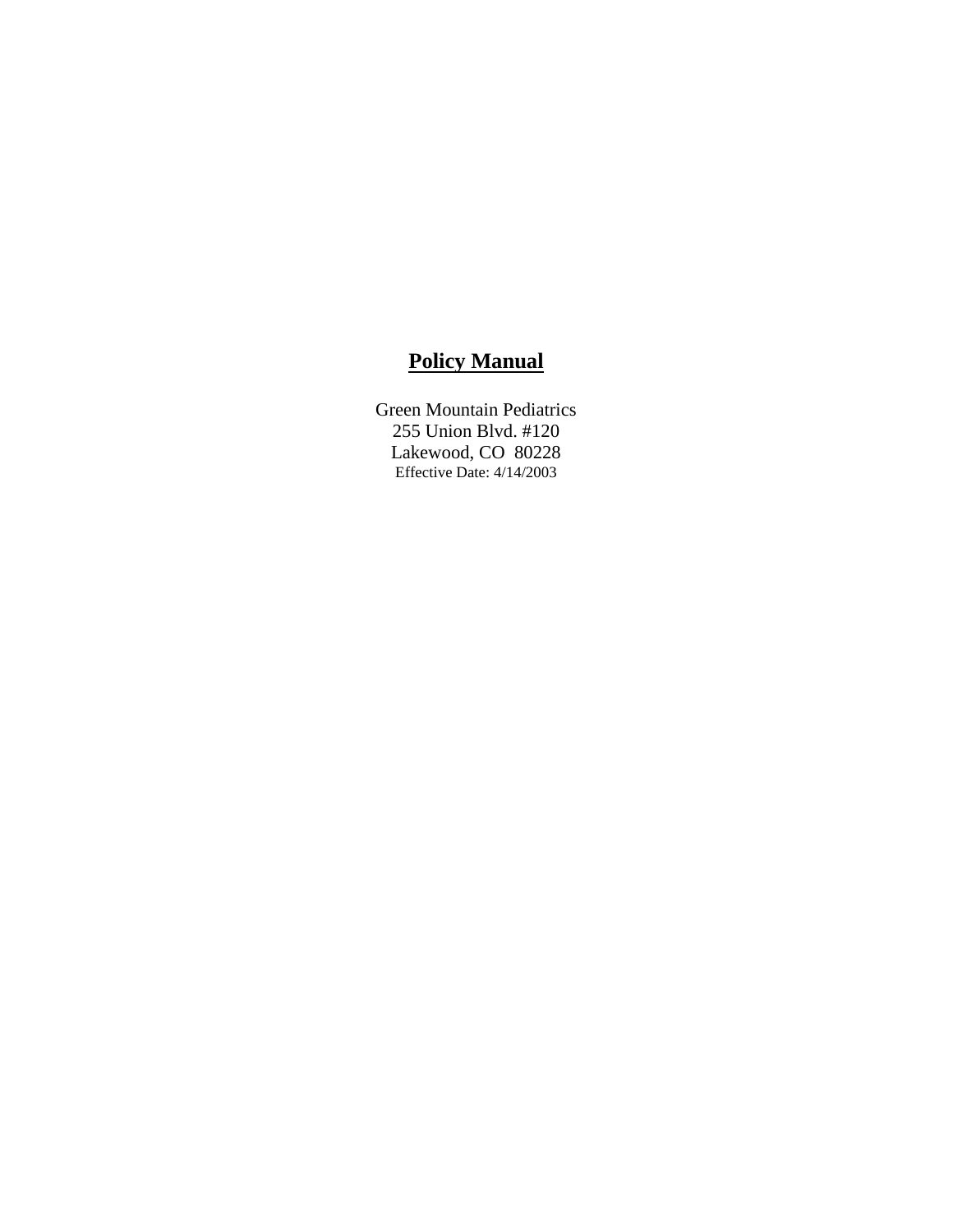# Policy Manual

Green Mountain Pediatrics
255 Union Blvd. #120
Lakewood, CO  80228
Effective Date: 4/14/2003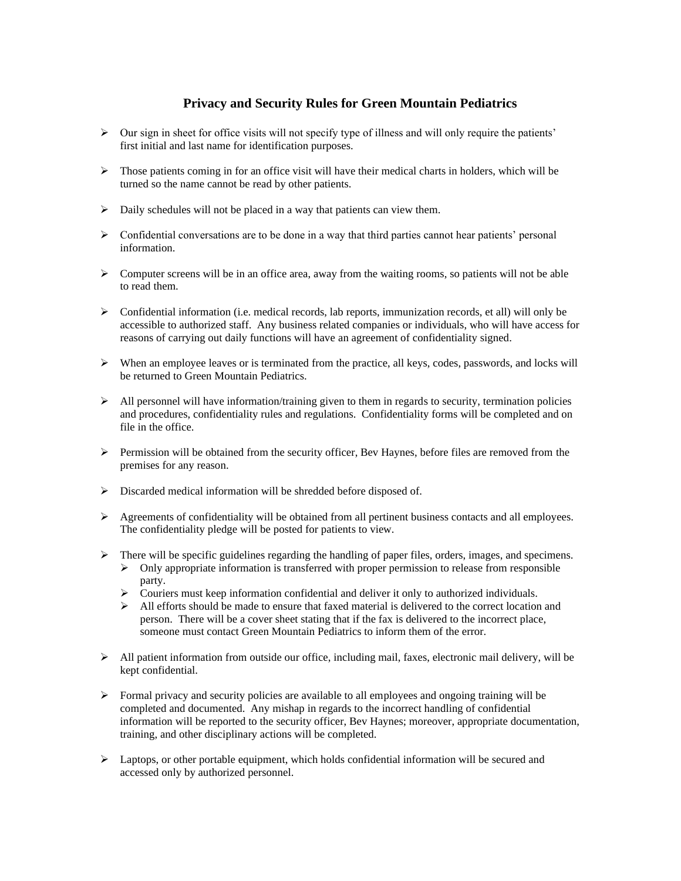## Privacy and Security Rules for Green Mountain Pediatrics

- Our sign in sheet for office visits will not specify type of illness and will only require the patients' first initial and last name for identification purposes.
- Those patients coming in for an office visit will have their medical charts in holders, which will be turned so the name cannot be read by other patients.
- Daily schedules will not be placed in a way that patients can view them.
- Confidential conversations are to be done in a way that third parties cannot hear patients' personal information.
- Computer screens will be in an office area, away from the waiting rooms, so patients will not be able to read them.
- Confidential information (i.e. medical records, lab reports, immunization records, et all) will only be accessible to authorized staff. Any business related companies or individuals, who will have access for reasons of carrying out daily functions will have an agreement of confidentiality signed.
- When an employee leaves or is terminated from the practice, all keys, codes, passwords, and locks will be returned to Green Mountain Pediatrics.
- All personnel will have information/training given to them in regards to security, termination policies and procedures, confidentiality rules and regulations. Confidentiality forms will be completed and on file in the office.
- Permission will be obtained from the security officer, Bev Haynes, before files are removed from the premises for any reason.
- Discarded medical information will be shredded before disposed of.
- Agreements of confidentiality will be obtained from all pertinent business contacts and all employees. The confidentiality pledge will be posted for patients to view.
- There will be specific guidelines regarding the handling of paper files, orders, images, and specimens.
  - Only appropriate information is transferred with proper permission to release from responsible party.
  - Couriers must keep information confidential and deliver it only to authorized individuals.
  - All efforts should be made to ensure that faxed material is delivered to the correct location and person. There will be a cover sheet stating that if the fax is delivered to the incorrect place, someone must contact Green Mountain Pediatrics to inform them of the error.
- All patient information from outside our office, including mail, faxes, electronic mail delivery, will be kept confidential.
- Formal privacy and security policies are available to all employees and ongoing training will be completed and documented. Any mishap in regards to the incorrect handling of confidential information will be reported to the security officer, Bev Haynes; moreover, appropriate documentation, training, and other disciplinary actions will be completed.
- Laptops, or other portable equipment, which holds confidential information will be secured and accessed only by authorized personnel.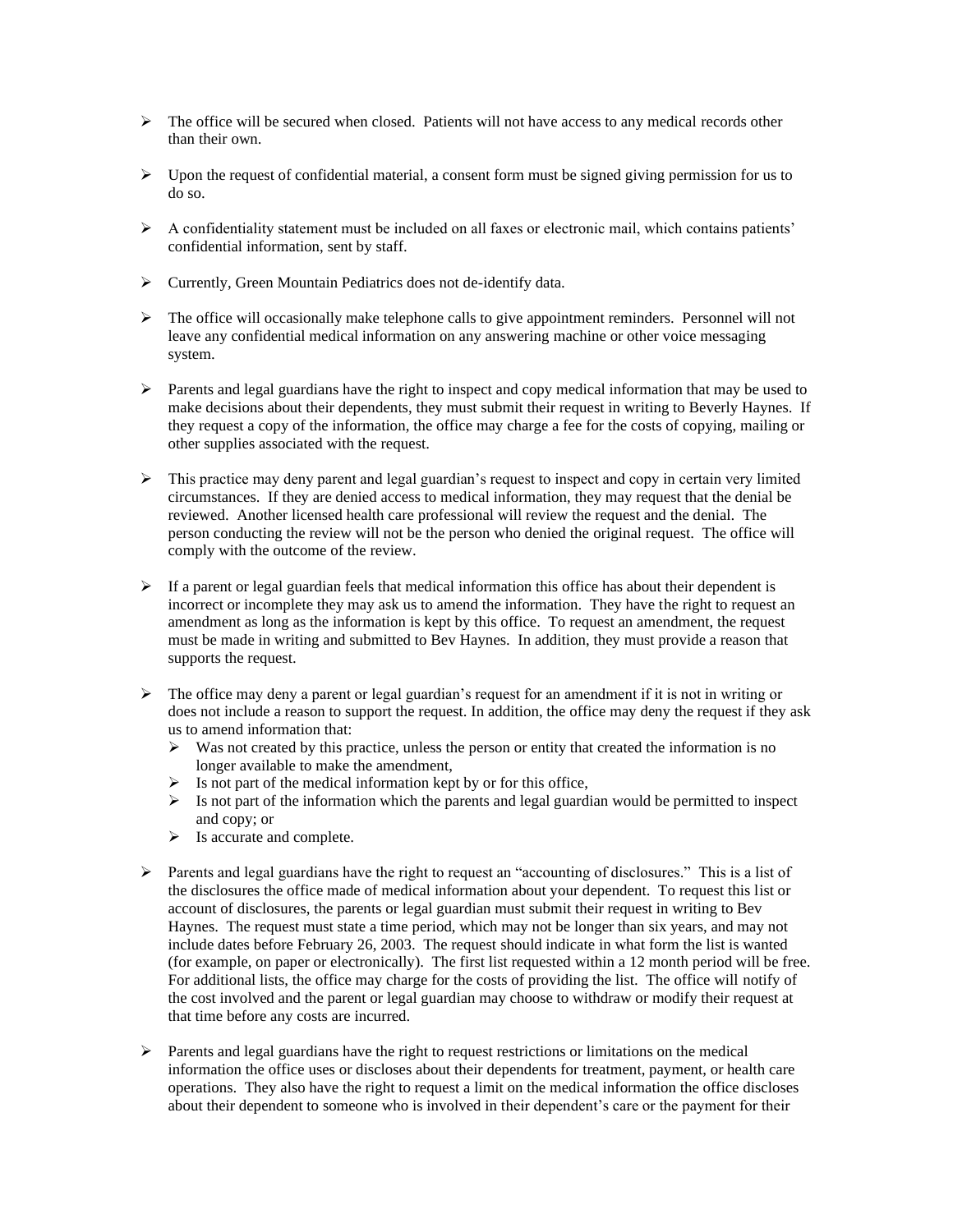- The office will be secured when closed. Patients will not have access to any medical records other than their own.

- Upon the request of confidential material, a consent form must be signed giving permission for us to do so.

- A confidentiality statement must be included on all faxes or electronic mail, which contains patients' confidential information, sent by staff.

- Currently, Green Mountain Pediatrics does not de-identify data.

- The office will occasionally make telephone calls to give appointment reminders. Personnel will not leave any confidential medical information on any answering machine or other voice messaging system.

- Parents and legal guardians have the right to inspect and copy medical information that may be used to make decisions about their dependents, they must submit their request in writing to Beverly Haynes. If they request a copy of the information, the office may charge a fee for the costs of copying, mailing or other supplies associated with the request.

- This practice may deny parent and legal guardian's request to inspect and copy in certain very limited circumstances. If they are denied access to medical information, they may request that the denial be reviewed. Another licensed health care professional will review the request and the denial. The person conducting the review will not be the person who denied the original request. The office will comply with the outcome of the review.

- If a parent or legal guardian feels that medical information this office has about their dependent is incorrect or incomplete they may ask us to amend the information. They have the right to request an amendment as long as the information is kept by this office. To request an amendment, the request must be made in writing and submitted to Bev Haynes. In addition, they must provide a reason that supports the request.

- The office may deny a parent or legal guardian's request for an amendment if it is not in writing or does not include a reason to support the request. In addition, the office may deny the request if they ask us to amend information that:
  - Was not created by this practice, unless the person or entity that created the information is no longer available to make the amendment,
  - Is not part of the medical information kept by or for this office,
  - Is not part of the information which the parents and legal guardian would be permitted to inspect and copy; or
  - Is accurate and complete.

- Parents and legal guardians have the right to request an "accounting of disclosures." This is a list of the disclosures the office made of medical information about your dependent. To request this list or account of disclosures, the parents or legal guardian must submit their request in writing to Bev Haynes. The request must state a time period, which may not be longer than six years, and may not include dates before February 26, 2003. The request should indicate in what form the list is wanted (for example, on paper or electronically). The first list requested within a 12 month period will be free. For additional lists, the office may charge for the costs of providing the list. The office will notify of the cost involved and the parent or legal guardian may choose to withdraw or modify their request at that time before any costs are incurred.

- Parents and legal guardians have the right to request restrictions or limitations on the medical information the office uses or discloses about their dependents for treatment, payment, or health care operations. They also have the right to request a limit on the medical information the office discloses about their dependent to someone who is involved in their dependent's care or the payment for their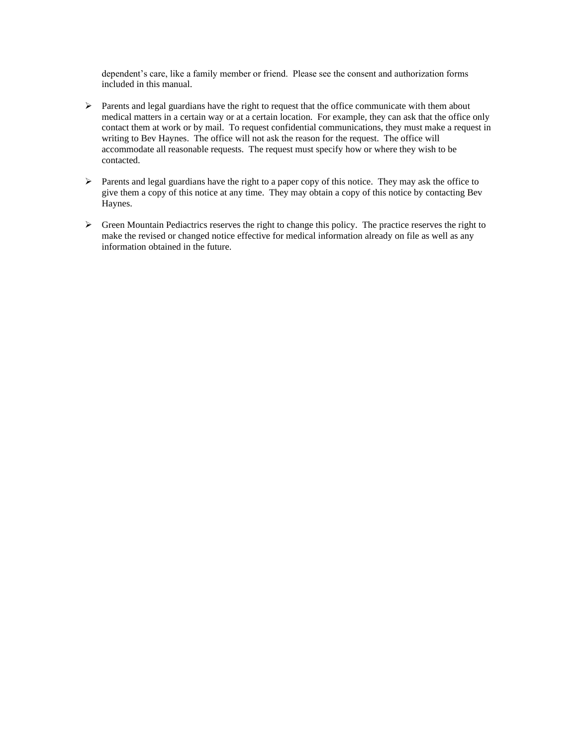dependent's care, like a family member or friend.  Please see the consent and authorization forms included in this manual.

- Parents and legal guardians have the right to request that the office communicate with them about medical matters in a certain way or at a certain location.  For example, they can ask that the office only contact them at work or by mail.  To request confidential communications, they must make a request in writing to Bev Haynes.  The office will not ask the reason for the request.  The office will accommodate all reasonable requests.  The request must specify how or where they wish to be contacted.

- Parents and legal guardians have the right to a paper copy of this notice.  They may ask the office to give them a copy of this notice at any time.  They may obtain a copy of this notice by contacting Bev Haynes.

- Green Mountain Pediactrics reserves the right to change this policy.  The practice reserves the right to make the revised or changed notice effective for medical information already on file as well as any information obtained in the future.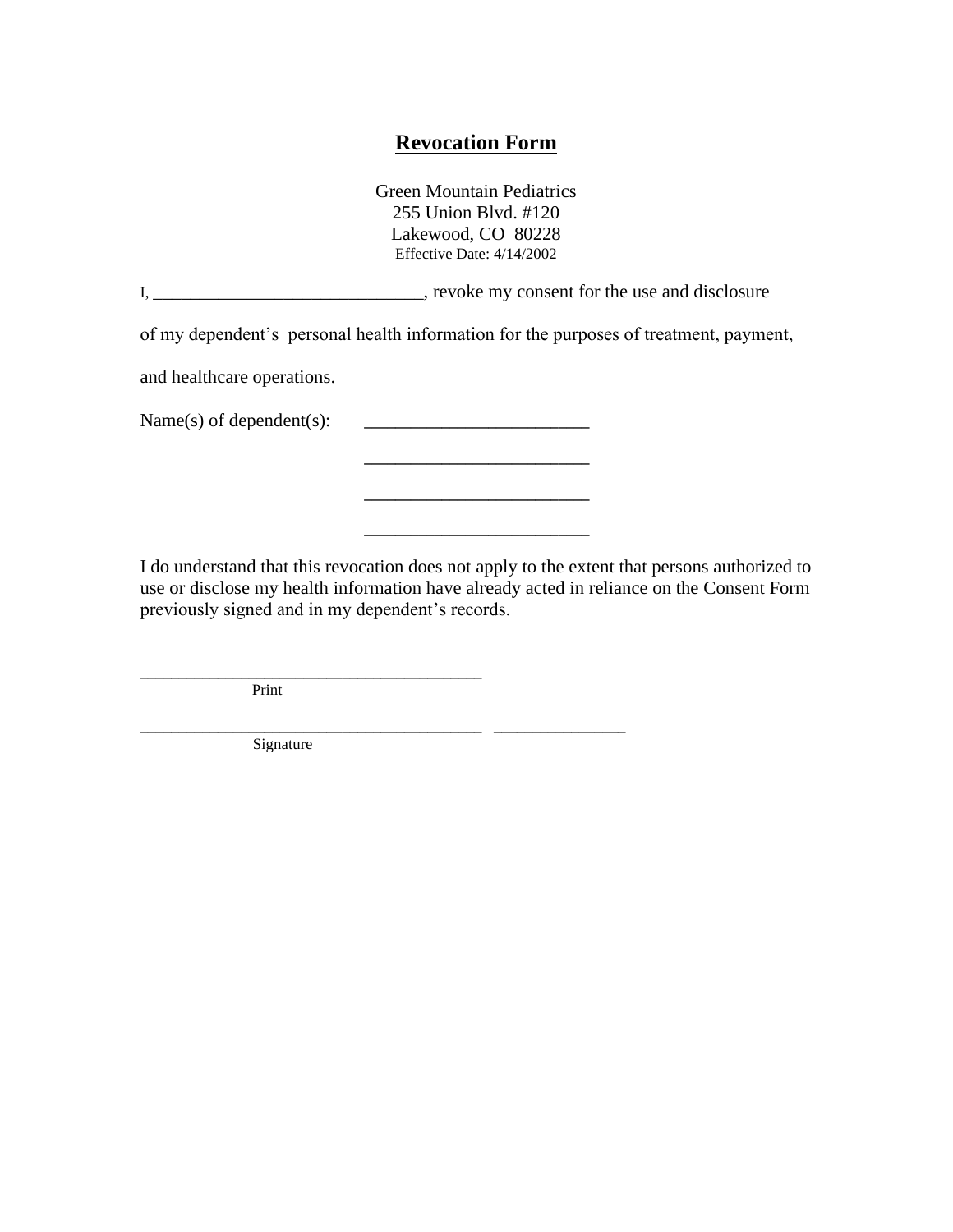# Revocation Form

Green Mountain Pediatrics
255 Union Blvd. #120
Lakewood, CO 80228
Effective Date: 4/14/2002

I, ______________________________, revoke my consent for the use and disclosure of my dependent's personal health information for the purposes of treatment, payment, and healthcare operations.

Name(s) of dependent(s): ________________________

________________________

________________________

________________________

I do understand that this revocation does not apply to the extent that persons authorized to use or disclose my health information have already acted in reliance on the Consent Form previously signed and in my dependent's records.

________________________________________
Print

________________________________________ _______________
Signature